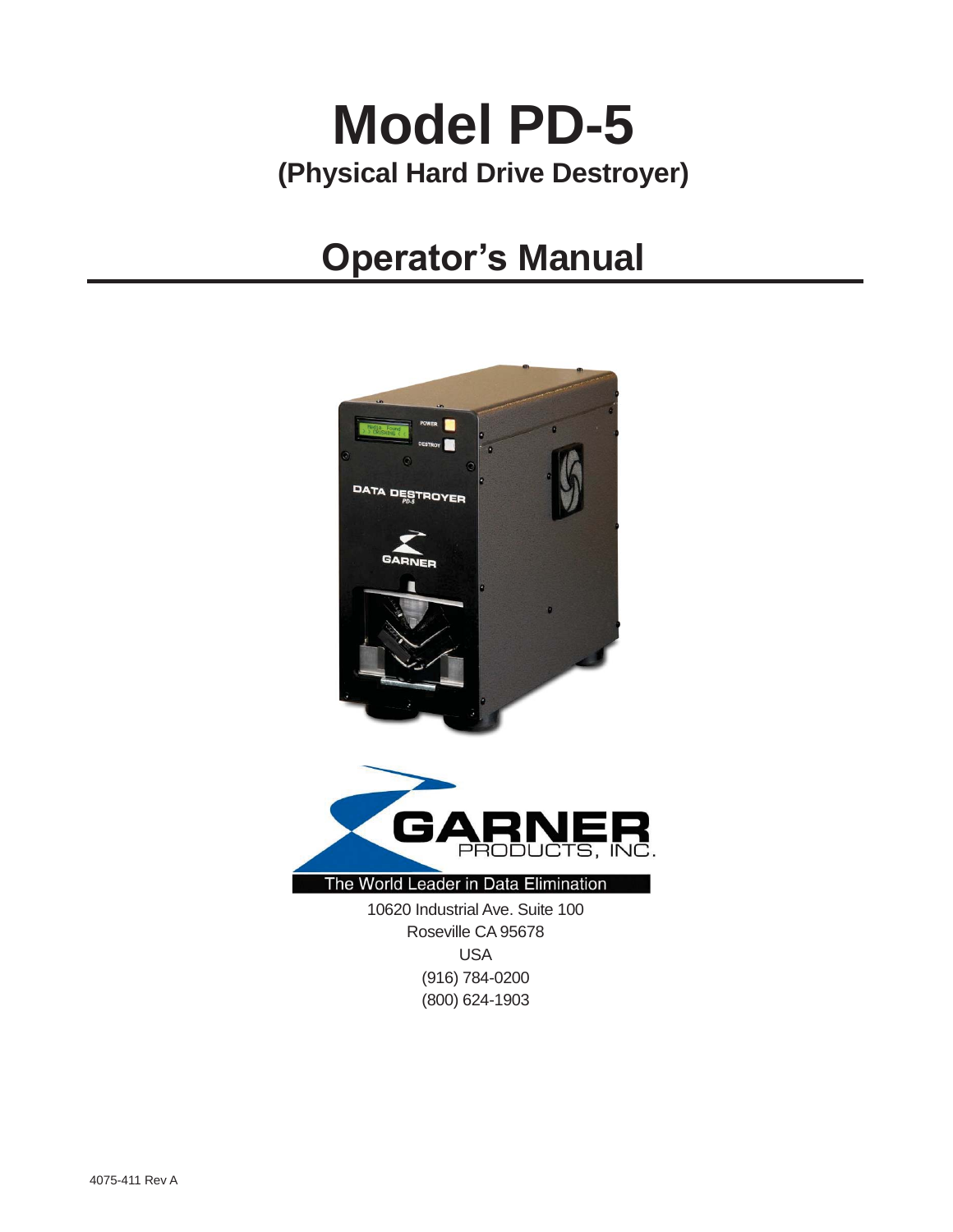# Model PD-5

## (Physical Hard Drive Destroyer)

# Operator's Manual

GARNER PRODUCTS, INC.

The World Leader in Data Elimination

10620 Industrial Ave. Suite 100
Roseville CA 95678
USA
(916) 784-0200
(800) 624-1903

4075-411 Rev A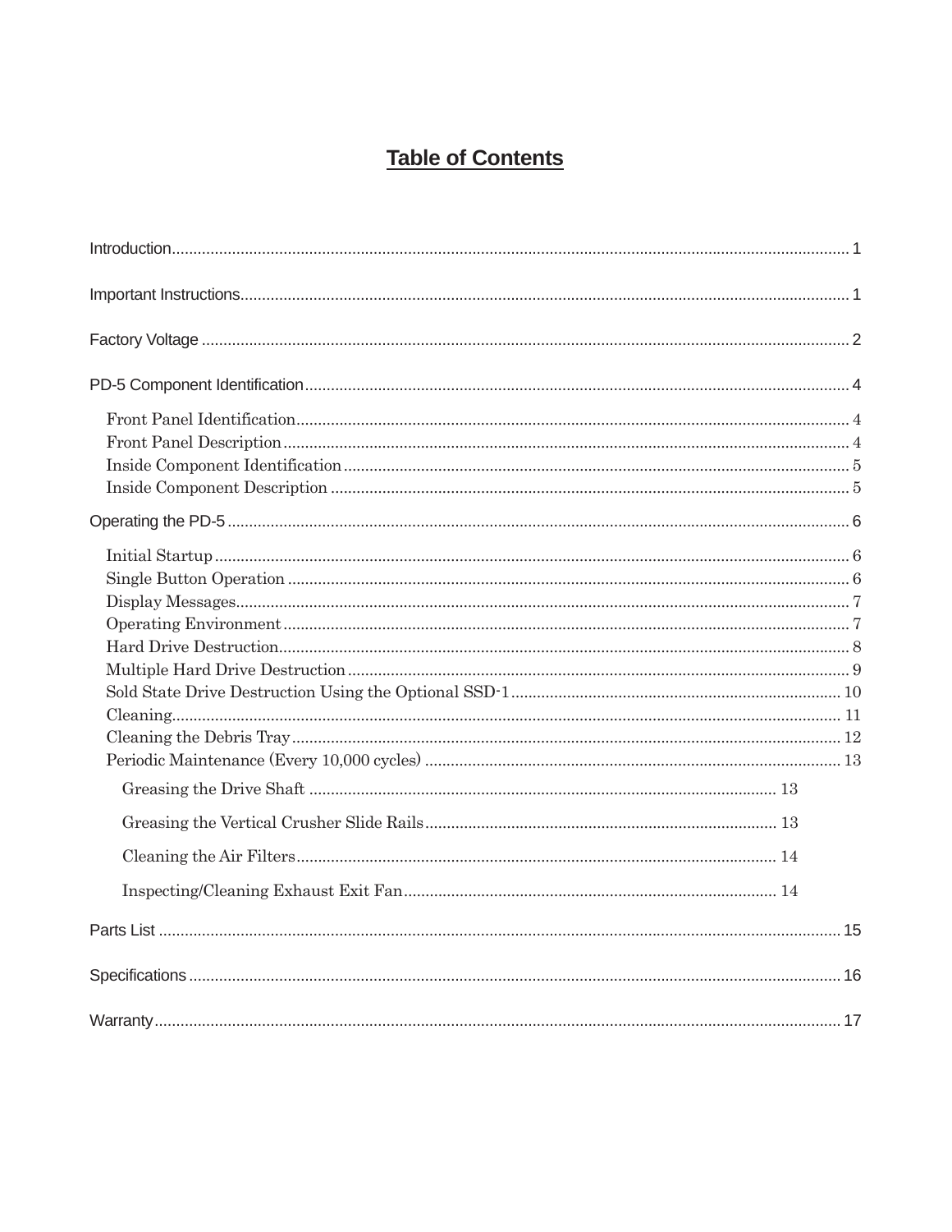# Table of Contents

Introduction................................................................................................................................................ 1

Important Instructions................................................................................................................................ 1

Factory Voltage ......................................................................................................................................... 2

PD-5 Component Identification................................................................................................................. 4

- Front Panel Identification................................................................................................................. 4
- Front Panel Description.................................................................................................................... 4
- Inside Component Identification...................................................................................................... 5
- Inside Component Description ........................................................................................................ 5

Operating the PD-5 .................................................................................................................................... 6

- Initial Startup.................................................................................................................................... 6
- Single Button Operation .................................................................................................................. 6
- Display Messages............................................................................................................................. 7
- Operating Environment.................................................................................................................... 7
- Hard Drive Destruction..................................................................................................................... 8
- Multiple Hard Drive Destruction...................................................................................................... 9
- Sold State Drive Destruction Using the Optional SSD-1 ................................................................ 10
- Cleaning.......................................................................................................................................... 11
- Cleaning the Debris Tray................................................................................................................ 12
- Periodic Maintenance (Every 10,000 cycles) ................................................................................. 13
  - Greasing the Drive Shaft ........................................................................................... 13
  - Greasing the Vertical Crusher Slide Rails................................................................. 13
  - Cleaning the Air Filters.............................................................................................. 14
  - Inspecting/Cleaning Exhaust Exit Fan....................................................................... 14

Parts List .................................................................................................................................................. 15

Specifications ........................................................................................................................................... 16

Warranty................................................................................................................................................... 17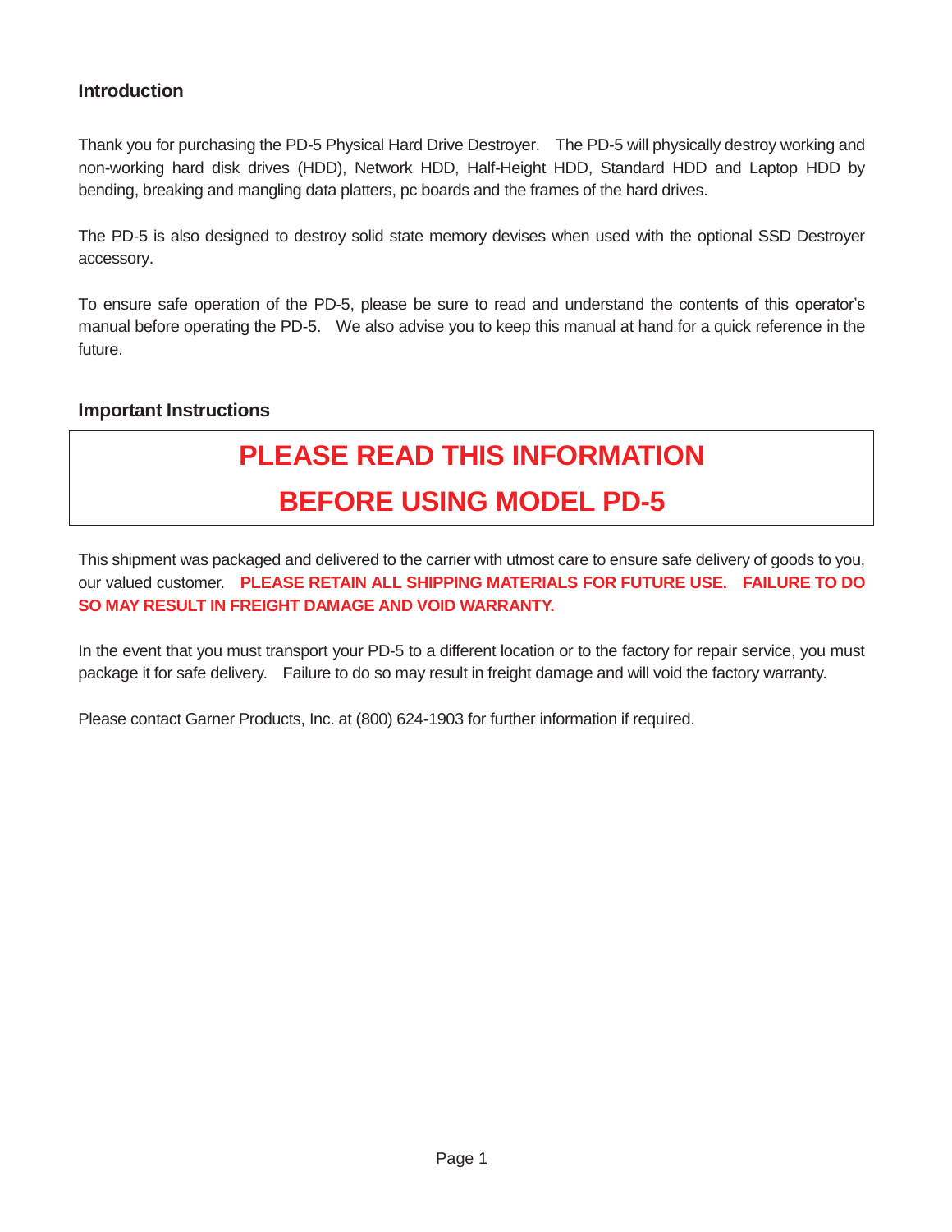## Introduction

Thank you for purchasing the PD-5 Physical Hard Drive Destroyer. The PD-5 will physically destroy working and non-working hard disk drives (HDD), Network HDD, Half-Height HDD, Standard HDD and Laptop HDD by bending, breaking and mangling data platters, pc boards and the frames of the hard drives.

The PD-5 is also designed to destroy solid state memory devises when used with the optional SSD Destroyer accessory.

To ensure safe operation of the PD-5, please be sure to read and understand the contents of this operator's manual before operating the PD-5. We also advise you to keep this manual at hand for a quick reference in the future.

## Important Instructions

**PLEASE READ THIS INFORMATION**

**BEFORE USING MODEL PD-5**

This shipment was packaged and delivered to the carrier with utmost care to ensure safe delivery of goods to you, our valued customer. **PLEASE RETAIN ALL SHIPPING MATERIALS FOR FUTURE USE. FAILURE TO DO SO MAY RESULT IN FREIGHT DAMAGE AND VOID WARRANTY.**

In the event that you must transport your PD-5 to a different location or to the factory for repair service, you must package it for safe delivery. Failure to do so may result in freight damage and will void the factory warranty.

Please contact Garner Products, Inc. at (800) 624-1903 for further information if required.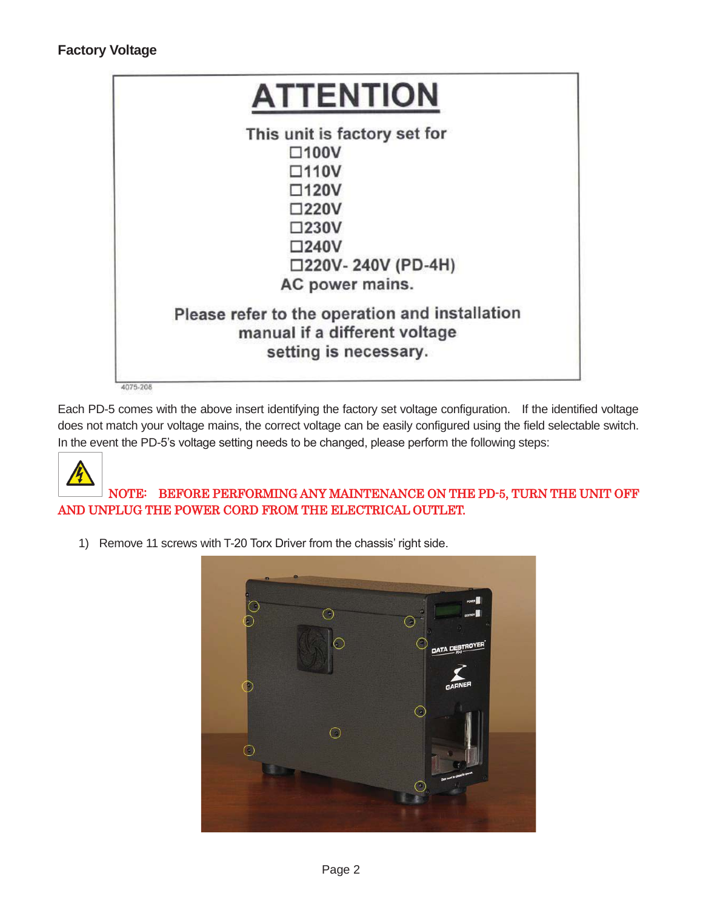## Factory Voltage

**ATTENTION**

This unit is factory set for

- ☐100V
- ☐110V
- ☐120V
- ☐220V
- ☐230V
- ☐240V
- ☐220V- 240V (PD-4H)

AC power mains.

Please refer to the operation and installation manual if a different voltage setting is necessary.

4075-208

Each PD-5 comes with the above insert identifying the factory set voltage configuration. If the identified voltage does not match your voltage mains, the correct voltage can be easily configured using the field selectable switch. In the event the PD-5's voltage setting needs to be changed, please perform the following steps:

**NOTE: BEFORE PERFORMING ANY MAINTENANCE ON THE PD-5, TURN THE UNIT OFF AND UNPLUG THE POWER CORD FROM THE ELECTRICAL OUTLET.**

1) Remove 11 screws with T-20 Torx Driver from the chassis' right side.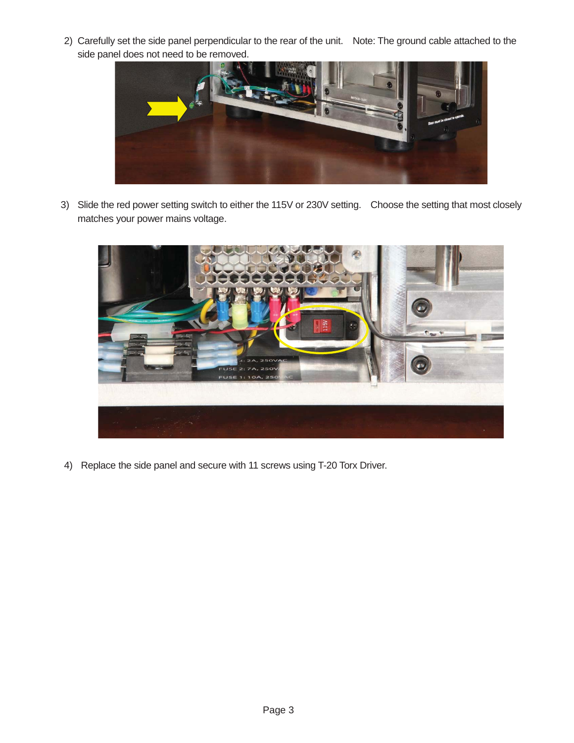2) Carefully set the side panel perpendicular to the rear of the unit. Note: The ground cable attached to the side panel does not need to be removed.

3) Slide the red power setting switch to either the 115V or 230V setting. Choose the setting that most closely matches your power mains voltage.

4) Replace the side panel and secure with 11 screws using T-20 Torx Driver.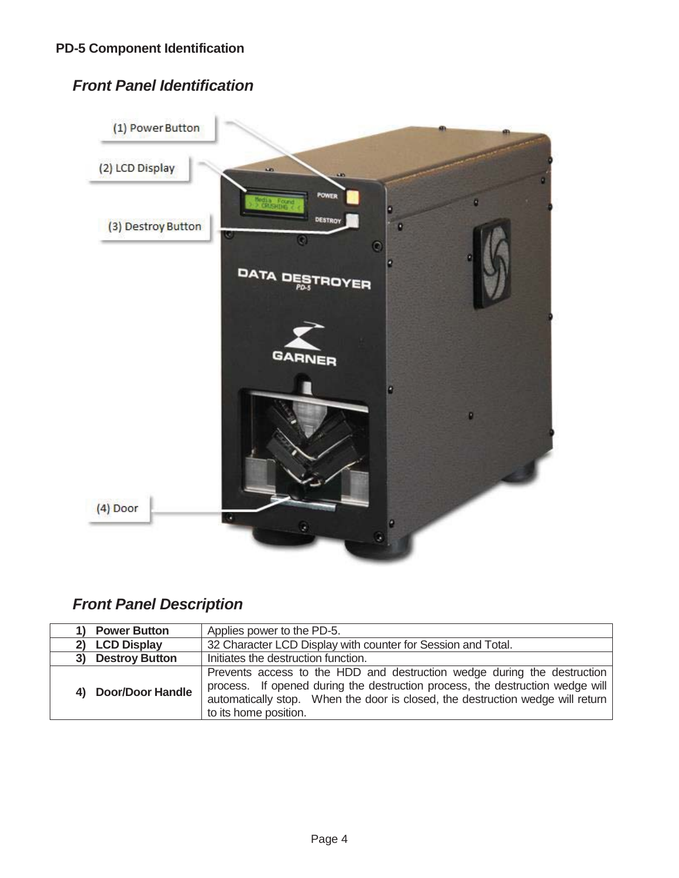## PD-5 Component Identification

### *Front Panel Identification*

(1) Power Button

(2) LCD Display

(3) Destroy Button

(4) Door

### *Front Panel Description*

| | |
|---|---|
| **1) Power Button** | Applies power to the PD-5. |
| **2) LCD Display** | 32 Character LCD Display with counter for Session and Total. |
| **3) Destroy Button** | Initiates the destruction function. |
| **4) Door/Door Handle** | Prevents access to the HDD and destruction wedge during the destruction process. If opened during the destruction process, the destruction wedge will automatically stop. When the door is closed, the destruction wedge will return to its home position. |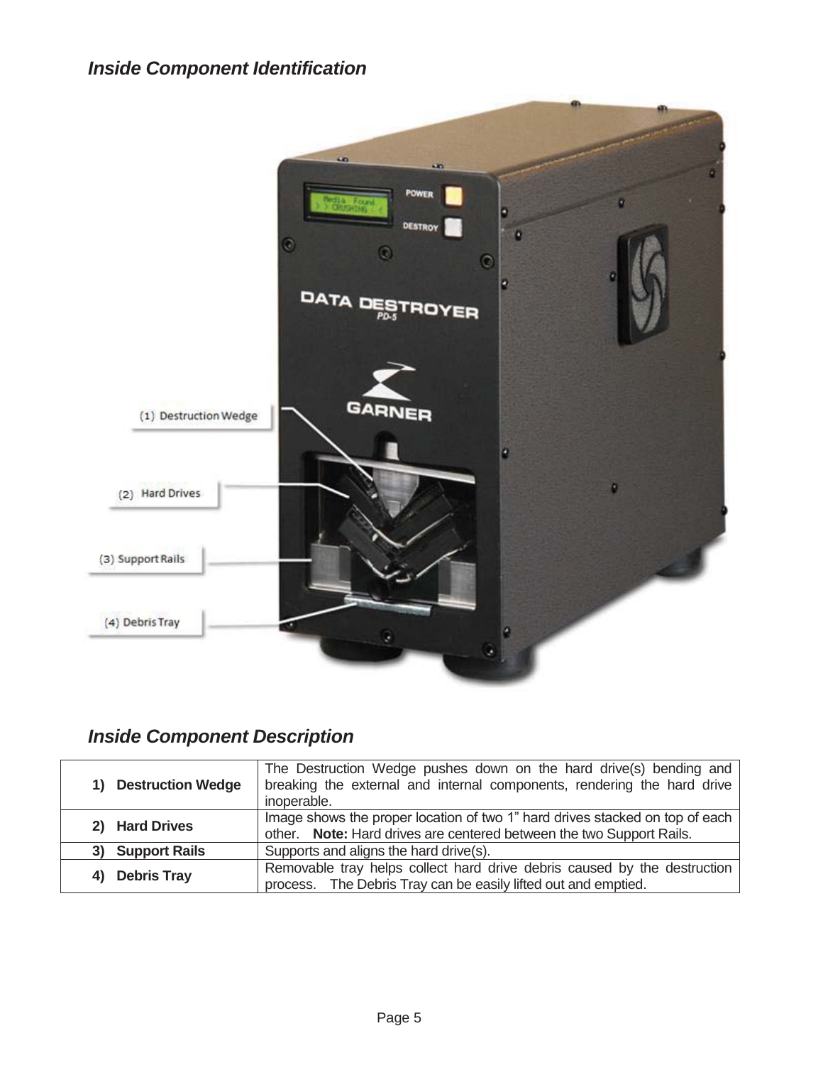## *Inside Component Identification*

## *Inside Component Description*

| | |
|---|---|
| **1) Destruction Wedge** | The Destruction Wedge pushes down on the hard drive(s) bending and breaking the external and internal components, rendering the hard drive inoperable. |
| **2) Hard Drives** | Image shows the proper location of two 1" hard drives stacked on top of each other. **Note:** Hard drives are centered between the two Support Rails. |
| **3) Support Rails** | Supports and aligns the hard drive(s). |
| **4) Debris Tray** | Removable tray helps collect hard drive debris caused by the destruction process. The Debris Tray can be easily lifted out and emptied. |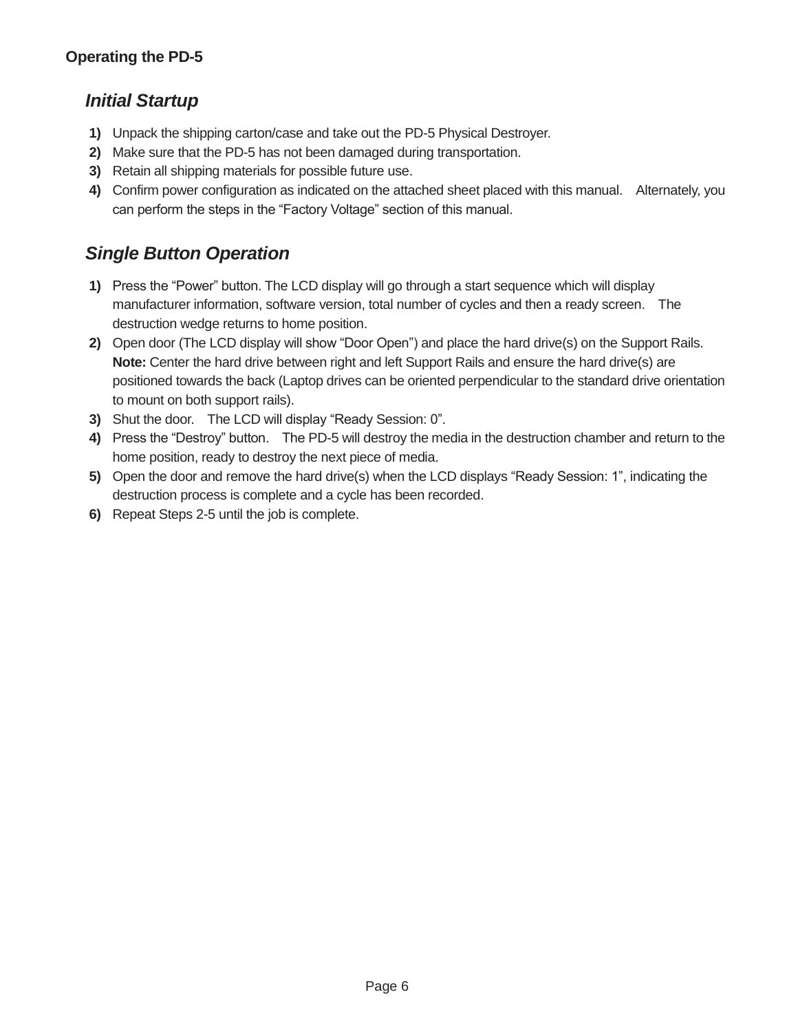## Operating the PD-5

### *Initial Startup*

1) Unpack the shipping carton/case and take out the PD-5 Physical Destroyer.
2) Make sure that the PD-5 has not been damaged during transportation.
3) Retain all shipping materials for possible future use.
4) Confirm power configuration as indicated on the attached sheet placed with this manual. Alternately, you can perform the steps in the “Factory Voltage” section of this manual.

### *Single Button Operation*

1) Press the “Power” button. The LCD display will go through a start sequence which will display manufacturer information, software version, total number of cycles and then a ready screen. The destruction wedge returns to home position.
2) Open door (The LCD display will show “Door Open”) and place the hard drive(s) on the Support Rails. **Note:** Center the hard drive between right and left Support Rails and ensure the hard drive(s) are positioned towards the back (Laptop drives can be oriented perpendicular to the standard drive orientation to mount on both support rails).
3) Shut the door. The LCD will display “Ready Session: 0”.
4) Press the “Destroy” button. The PD-5 will destroy the media in the destruction chamber and return to the home position, ready to destroy the next piece of media.
5) Open the door and remove the hard drive(s) when the LCD displays “Ready Session: 1”, indicating the destruction process is complete and a cycle has been recorded.
6) Repeat Steps 2-5 until the job is complete.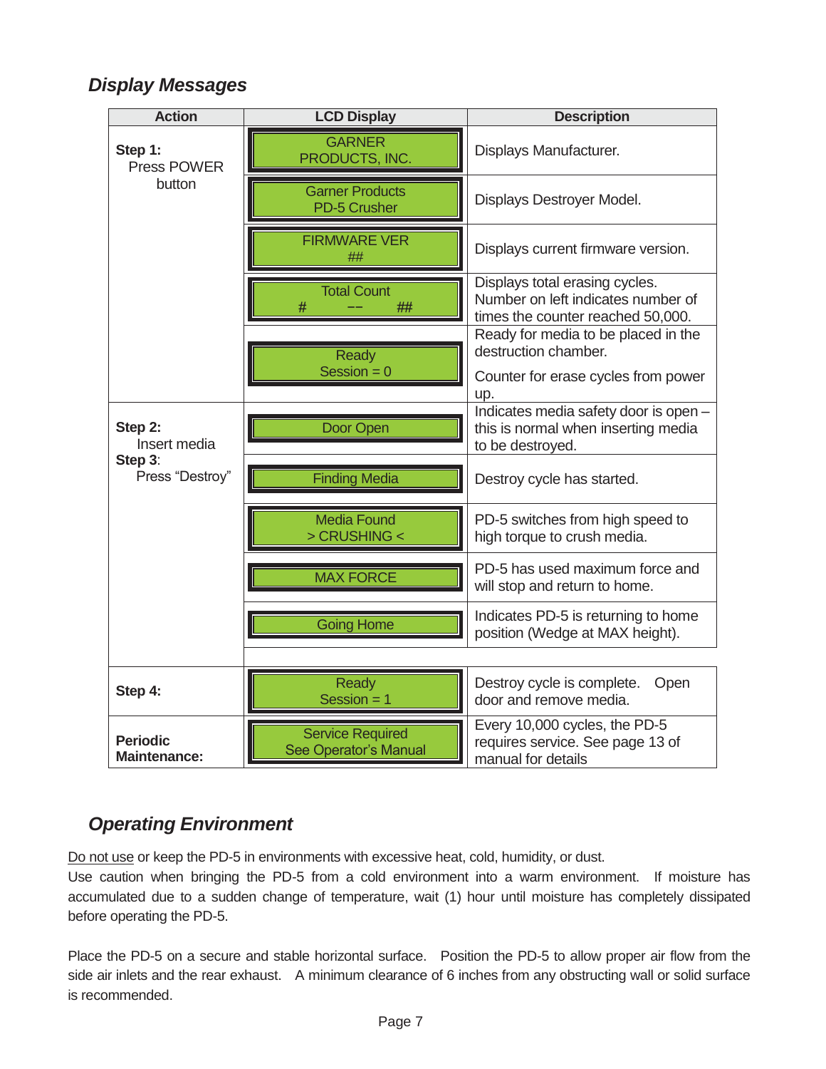## *Display Messages*

| Action | LCD Display | Description |
|---|---|---|
| **Step 1:** Press POWER button | GARNER PRODUCTS, INC. | Displays Manufacturer. |
| | Garner Products PD-5 Crusher | Displays Destroyer Model. |
| | FIRMWARE VER ## | Displays current firmware version. |
| | Total Count # -- ## | Displays total erasing cycles. Number on left indicates number of times the counter reached 50,000. |
| | Ready Session = 0 | Ready for media to be placed in the destruction chamber. Counter for erase cycles from power up. |
| **Step 2:** Insert media **Step 3**: Press "Destroy" | Door Open | Indicates media safety door is open – this is normal when inserting media to be destroyed. |
| | Finding Media | Destroy cycle has started. |
| | Media Found > CRUSHING < | PD-5 switches from high speed to high torque to crush media. |
| | MAX FORCE | PD-5 has used maximum force and will stop and return to home. |
| | Going Home | Indicates PD-5 is returning to home position (Wedge at MAX height). |
| **Step 4:** | Ready Session = 1 | Destroy cycle is complete. Open door and remove media. |
| **Periodic Maintenance:** | Service Required See Operator's Manual | Every 10,000 cycles, the PD-5 requires service. See page 13 of manual for details |

## *Operating Environment*

Do not use or keep the PD-5 in environments with excessive heat, cold, humidity, or dust.
Use caution when bringing the PD-5 from a cold environment into a warm environment. If moisture has accumulated due to a sudden change of temperature, wait (1) hour until moisture has completely dissipated before operating the PD-5.

Place the PD-5 on a secure and stable horizontal surface. Position the PD-5 to allow proper air flow from the side air inlets and the rear exhaust. A minimum clearance of 6 inches from any obstructing wall or solid surface is recommended.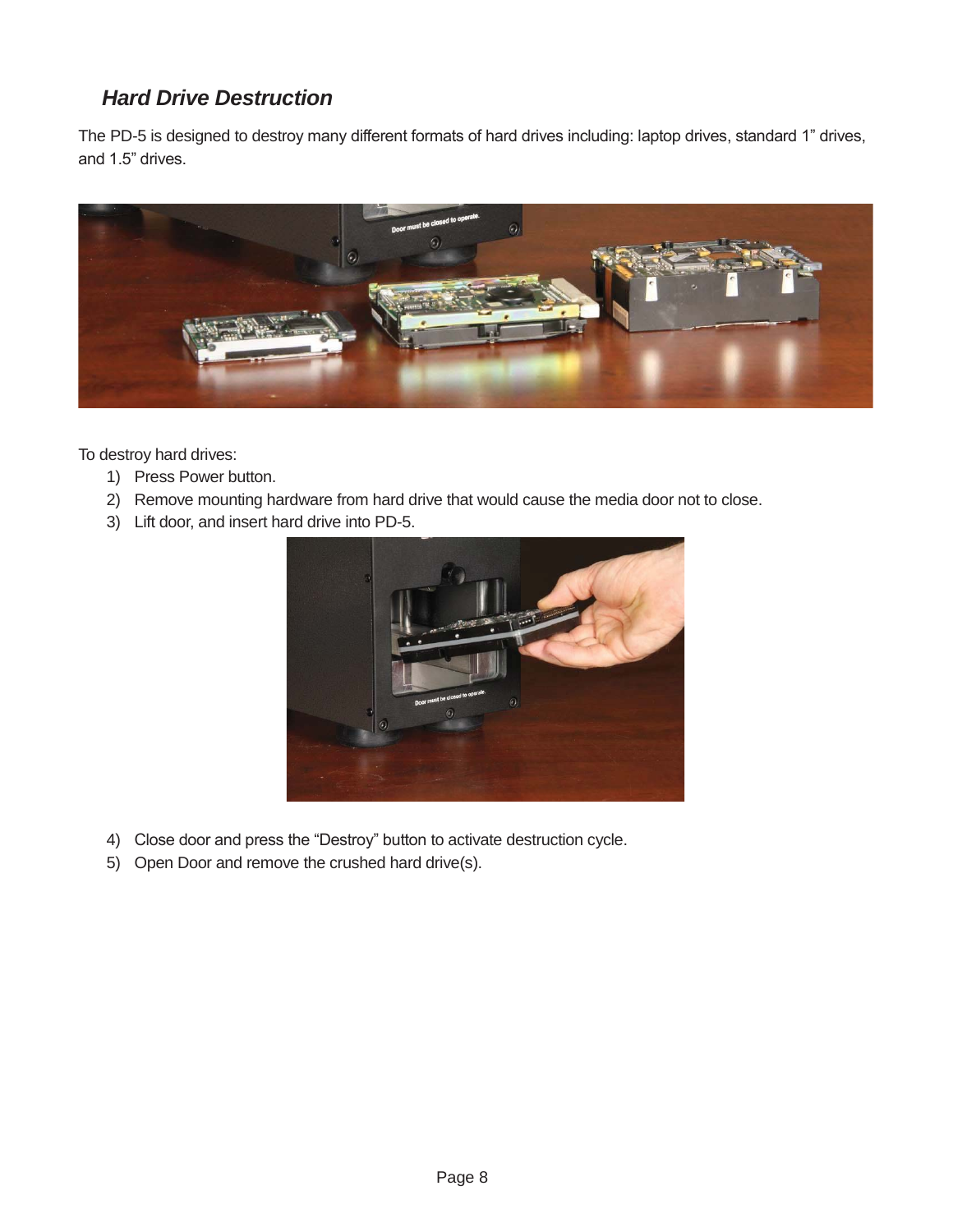## *Hard Drive Destruction*

The PD-5 is designed to destroy many different formats of hard drives including: laptop drives, standard 1” drives, and 1.5” drives.

To destroy hard drives:

1) Press Power button.
2) Remove mounting hardware from hard drive that would cause the media door not to close.
3) Lift door, and insert hard drive into PD-5.
4) Close door and press the “Destroy” button to activate destruction cycle.
5) Open Door and remove the crushed hard drive(s).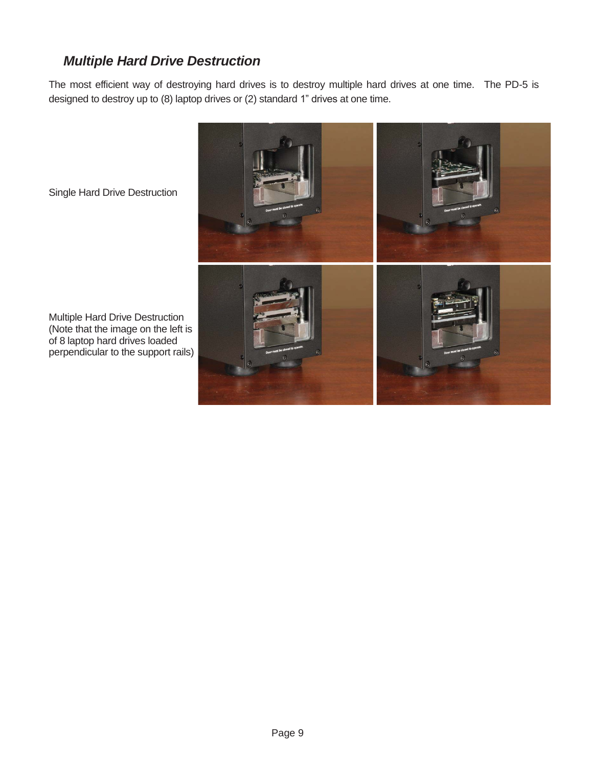## *Multiple Hard Drive Destruction*

The most efficient way of destroying hard drives is to destroy multiple hard drives at one time. The PD-5 is designed to destroy up to (8) laptop drives or (2) standard 1" drives at one time.

Single Hard Drive Destruction

Multiple Hard Drive Destruction (Note that the image on the left is of 8 laptop hard drives loaded perpendicular to the support rails)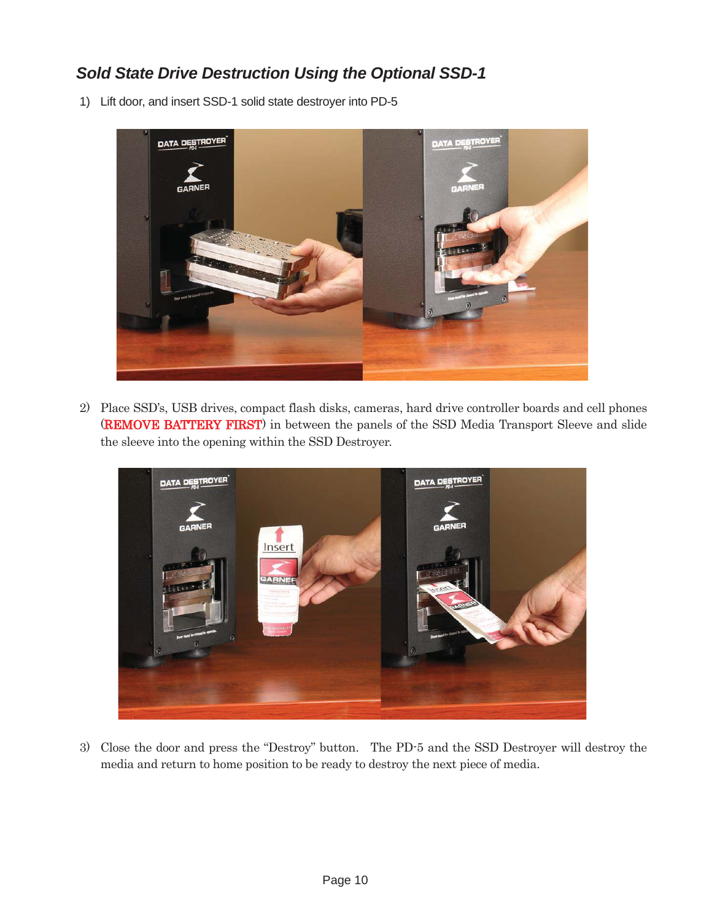## *Sold State Drive Destruction Using the Optional SSD-1*

1) Lift door, and insert SSD-1 solid state destroyer into PD-5

2) Place SSD's, USB drives, compact flash disks, cameras, hard drive controller boards and cell phones (**REMOVE BATTERY FIRST**) in between the panels of the SSD Media Transport Sleeve and slide the sleeve into the opening within the SSD Destroyer.

3) Close the door and press the "Destroy" button. The PD-5 and the SSD Destroyer will destroy the media and return to home position to be ready to destroy the next piece of media.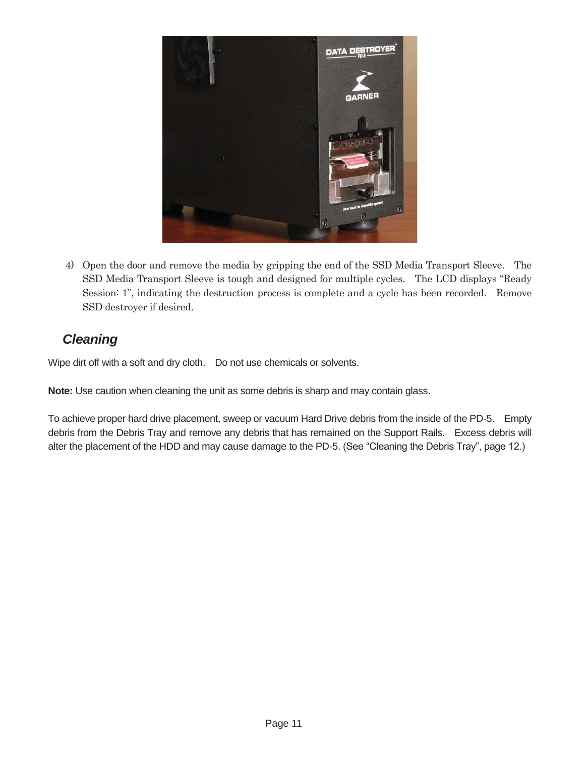4) Open the door and remove the media by gripping the end of the SSD Media Transport Sleeve. The SSD Media Transport Sleeve is tough and designed for multiple cycles. The LCD displays "Ready Session: 1", indicating the destruction process is complete and a cycle has been recorded. Remove SSD destroyer if desired.

## *Cleaning*

Wipe dirt off with a soft and dry cloth. Do not use chemicals or solvents.

**Note:** Use caution when cleaning the unit as some debris is sharp and may contain glass.

To achieve proper hard drive placement, sweep or vacuum Hard Drive debris from the inside of the PD-5. Empty debris from the Debris Tray and remove any debris that has remained on the Support Rails. Excess debris will alter the placement of the HDD and may cause damage to the PD-5. (See "Cleaning the Debris Tray", page 12.)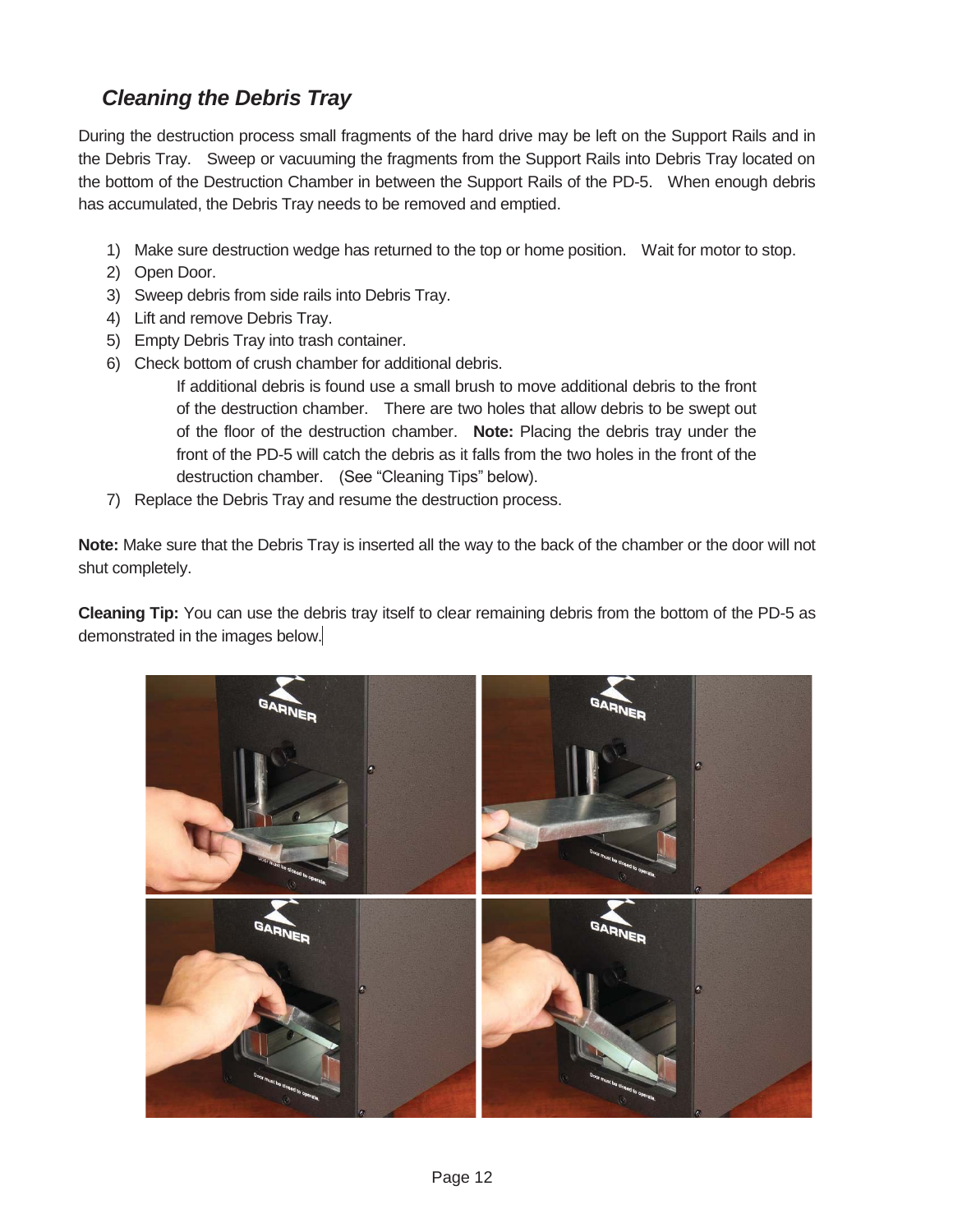## *Cleaning the Debris Tray*

During the destruction process small fragments of the hard drive may be left on the Support Rails and in the Debris Tray. Sweep or vacuuming the fragments from the Support Rails into Debris Tray located on the bottom of the Destruction Chamber in between the Support Rails of the PD-5. When enough debris has accumulated, the Debris Tray needs to be removed and emptied.

1) Make sure destruction wedge has returned to the top or home position. Wait for motor to stop.
2) Open Door.
3) Sweep debris from side rails into Debris Tray.
4) Lift and remove Debris Tray.
5) Empty Debris Tray into trash container.
6) Check bottom of crush chamber for additional debris.

   If additional debris is found use a small brush to move additional debris to the front of the destruction chamber. There are two holes that allow debris to be swept out of the floor of the destruction chamber. **Note:** Placing the debris tray under the front of the PD-5 will catch the debris as it falls from the two holes in the front of the destruction chamber. (See "Cleaning Tips" below).
7) Replace the Debris Tray and resume the destruction process.

**Note:** Make sure that the Debris Tray is inserted all the way to the back of the chamber or the door will not shut completely.

**Cleaning Tip:** You can use the debris tray itself to clear remaining debris from the bottom of the PD-5 as demonstrated in the images below.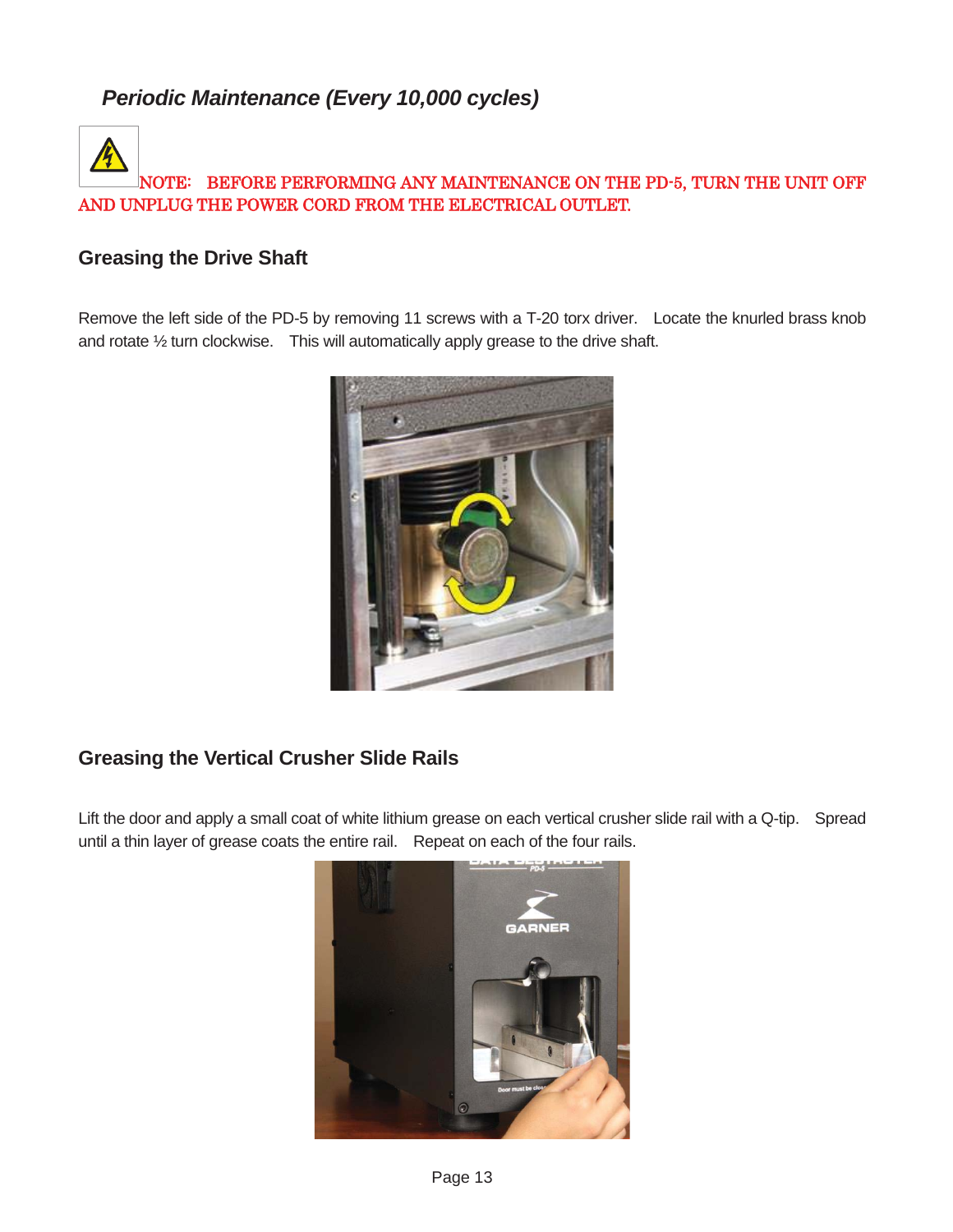## *Periodic Maintenance (Every 10,000 cycles)*

**NOTE: BEFORE PERFORMING ANY MAINTENANCE ON THE PD-5, TURN THE UNIT OFF AND UNPLUG THE POWER CORD FROM THE ELECTRICAL OUTLET.**

### Greasing the Drive Shaft

Remove the left side of the PD-5 by removing 11 screws with a T-20 torx driver. Locate the knurled brass knob and rotate ½ turn clockwise. This will automatically apply grease to the drive shaft.

### Greasing the Vertical Crusher Slide Rails

Lift the door and apply a small coat of white lithium grease on each vertical crusher slide rail with a Q-tip. Spread until a thin layer of grease coats the entire rail. Repeat on each of the four rails.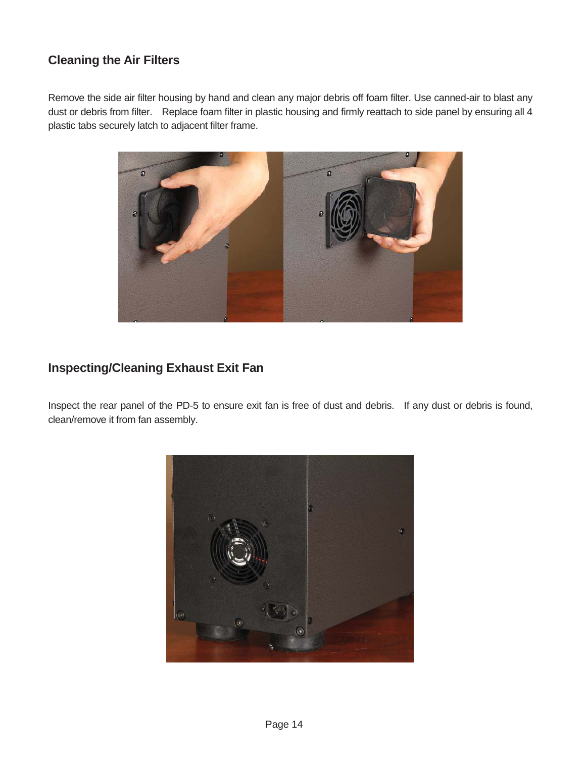## Cleaning the Air Filters

Remove the side air filter housing by hand and clean any major debris off foam filter. Use canned-air to blast any dust or debris from filter. Replace foam filter in plastic housing and firmly reattach to side panel by ensuring all 4 plastic tabs securely latch to adjacent filter frame.

## Inspecting/Cleaning Exhaust Exit Fan

Inspect the rear panel of the PD-5 to ensure exit fan is free of dust and debris. If any dust or debris is found, clean/remove it from fan assembly.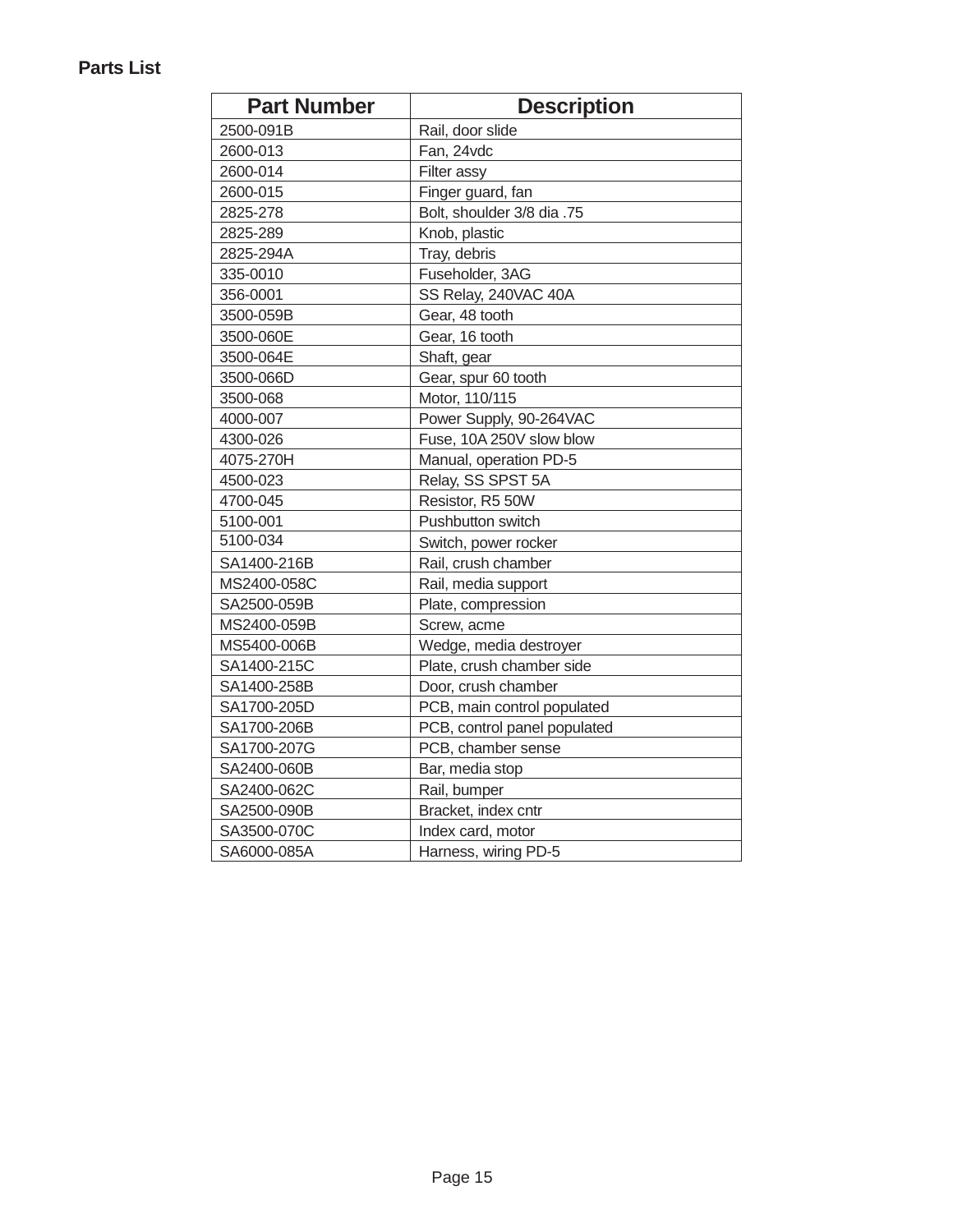**Parts List**

| Part Number | Description |
| --- | --- |
| 2500-091B | Rail, door slide |
| 2600-013 | Fan, 24vdc |
| 2600-014 | Filter assy |
| 2600-015 | Finger guard, fan |
| 2825-278 | Bolt, shoulder 3/8 dia .75 |
| 2825-289 | Knob, plastic |
| 2825-294A | Tray, debris |
| 335-0010 | Fuseholder, 3AG |
| 356-0001 | SS Relay, 240VAC 40A |
| 3500-059B | Gear, 48 tooth |
| 3500-060E | Gear, 16 tooth |
| 3500-064E | Shaft, gear |
| 3500-066D | Gear, spur 60 tooth |
| 3500-068 | Motor, 110/115 |
| 4000-007 | Power Supply, 90-264VAC |
| 4300-026 | Fuse, 10A 250V slow blow |
| 4075-270H | Manual, operation PD-5 |
| 4500-023 | Relay, SS SPST 5A |
| 4700-045 | Resistor, R5 50W |
| 5100-001 | Pushbutton switch |
| 5100-034 | Switch, power rocker |
| SA1400-216B | Rail, crush chamber |
| MS2400-058C | Rail, media support |
| SA2500-059B | Plate, compression |
| MS2400-059B | Screw, acme |
| MS5400-006B | Wedge, media destroyer |
| SA1400-215C | Plate, crush chamber side |
| SA1400-258B | Door, crush chamber |
| SA1700-205D | PCB, main control populated |
| SA1700-206B | PCB, control panel populated |
| SA1700-207G | PCB, chamber sense |
| SA2400-060B | Bar, media stop |
| SA2400-062C | Rail, bumper |
| SA2500-090B | Bracket, index cntr |
| SA3500-070C | Index card, motor |
| SA6000-085A | Harness, wiring PD-5 |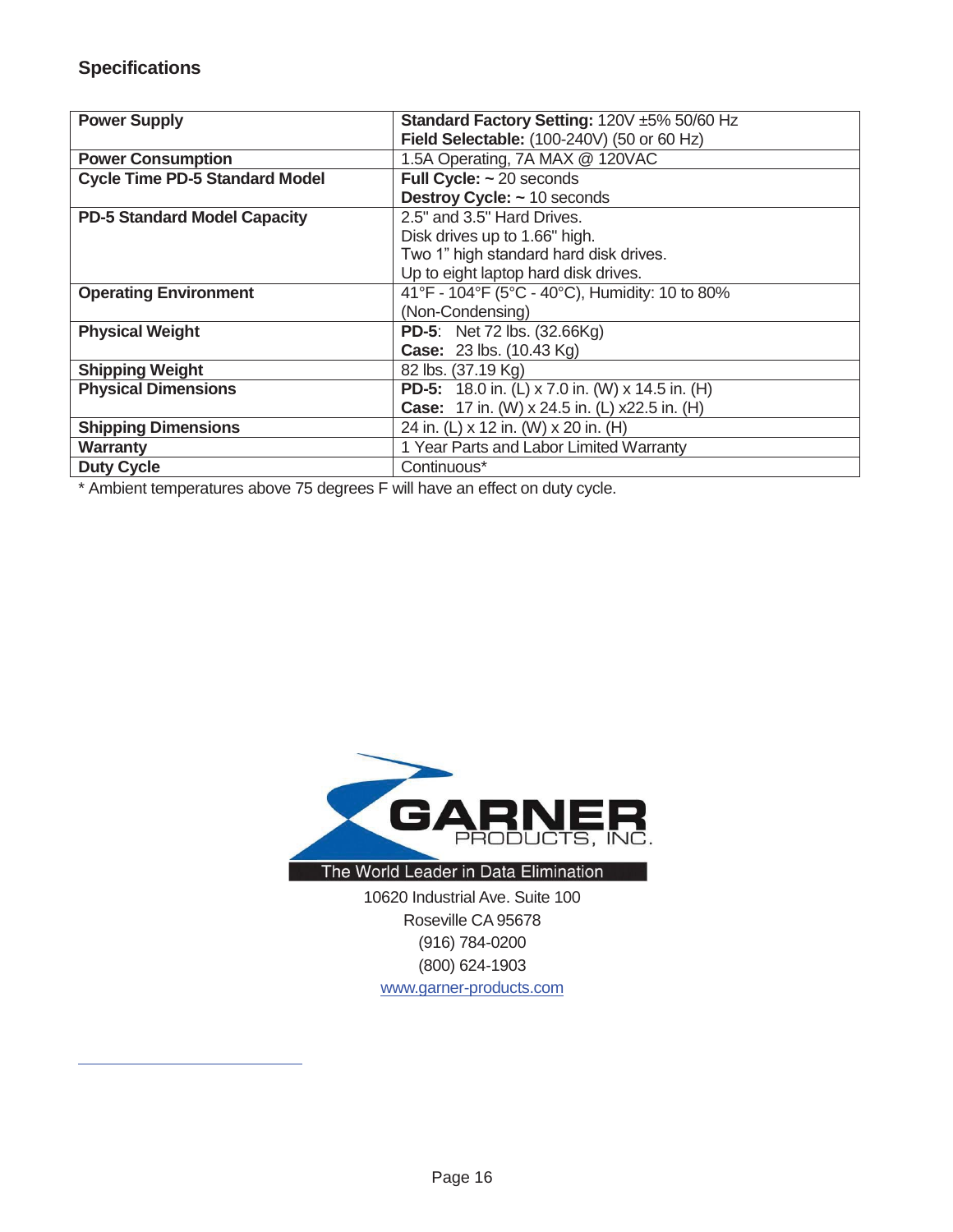## Specifications

| | |
|---|---|
| **Power Supply** | **Standard Factory Setting:** 120V ±5% 50/60 Hz<br>**Field Selectable:** (100-240V) (50 or 60 Hz) |
| **Power Consumption** | 1.5A Operating, 7A MAX @ 120VAC |
| **Cycle Time PD-5 Standard Model** | **Full Cycle: ~** 20 seconds<br>**Destroy Cycle: ~** 10 seconds |
| **PD-5 Standard Model Capacity** | 2.5" and 3.5" Hard Drives.<br>Disk drives up to 1.66" high.<br>Two 1" high standard hard disk drives.<br>Up to eight laptop hard disk drives. |
| **Operating Environment** | 41°F - 104°F (5°C - 40°C), Humidity: 10 to 80% (Non-Condensing) |
| **Physical Weight** | **PD-5**: Net 72 lbs. (32.66Kg)<br>**Case:** 23 lbs. (10.43 Kg) |
| **Shipping Weight** | 82 lbs. (37.19 Kg) |
| **Physical Dimensions** | **PD-5:** 18.0 in. (L) x 7.0 in. (W) x 14.5 in. (H)<br>**Case:** 17 in. (W) x 24.5 in. (L) x22.5 in. (H) |
| **Shipping Dimensions** | 24 in. (L) x 12 in. (W) x 20 in. (H) |
| **Warranty** | 1 Year Parts and Labor Limited Warranty |
| **Duty Cycle** | Continuous* |

* Ambient temperatures above 75 degrees F will have an effect on duty cycle.

GARNER PRODUCTS, INC.

The World Leader in Data Elimination

10620 Industrial Ave. Suite 100
Roseville CA 95678
(916) 784-0200
(800) 624-1903
www.garner-products.com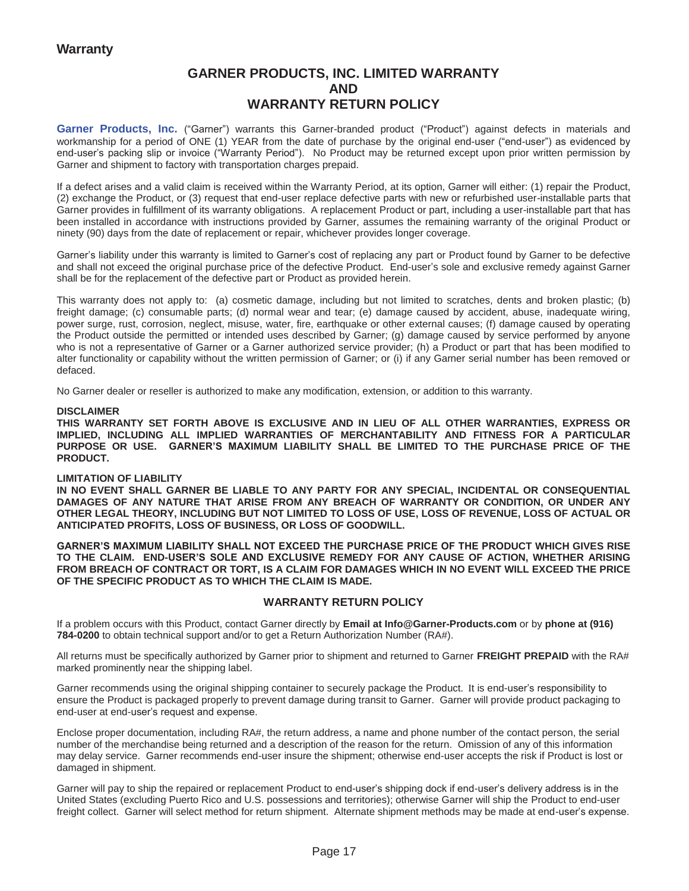## Warranty

# GARNER PRODUCTS, INC. LIMITED WARRANTY AND WARRANTY RETURN POLICY

**Garner Products, Inc.** ("Garner") warrants this Garner-branded product ("Product") against defects in materials and workmanship for a period of ONE (1) YEAR from the date of purchase by the original end-user ("end-user") as evidenced by end-user's packing slip or invoice ("Warranty Period"). No Product may be returned except upon prior written permission by Garner and shipment to factory with transportation charges prepaid.

If a defect arises and a valid claim is received within the Warranty Period, at its option, Garner will either: (1) repair the Product, (2) exchange the Product, or (3) request that end-user replace defective parts with new or refurbished user-installable parts that Garner provides in fulfillment of its warranty obligations. A replacement Product or part, including a user-installable part that has been installed in accordance with instructions provided by Garner, assumes the remaining warranty of the original Product or ninety (90) days from the date of replacement or repair, whichever provides longer coverage.

Garner's liability under this warranty is limited to Garner's cost of replacing any part or Product found by Garner to be defective and shall not exceed the original purchase price of the defective Product. End-user's sole and exclusive remedy against Garner shall be for the replacement of the defective part or Product as provided herein.

This warranty does not apply to: (a) cosmetic damage, including but not limited to scratches, dents and broken plastic; (b) freight damage; (c) consumable parts; (d) normal wear and tear; (e) damage caused by accident, abuse, inadequate wiring, power surge, rust, corrosion, neglect, misuse, water, fire, earthquake or other external causes; (f) damage caused by operating the Product outside the permitted or intended uses described by Garner; (g) damage caused by service performed by anyone who is not a representative of Garner or a Garner authorized service provider; (h) a Product or part that has been modified to alter functionality or capability without the written permission of Garner; or (i) if any Garner serial number has been removed or defaced.

No Garner dealer or reseller is authorized to make any modification, extension, or addition to this warranty.

**DISCLAIMER**

**THIS WARRANTY SET FORTH ABOVE IS EXCLUSIVE AND IN LIEU OF ALL OTHER WARRANTIES, EXPRESS OR IMPLIED, INCLUDING ALL IMPLIED WARRANTIES OF MERCHANTABILITY AND FITNESS FOR A PARTICULAR PURPOSE OR USE. GARNER'S MAXIMUM LIABILITY SHALL BE LIMITED TO THE PURCHASE PRICE OF THE PRODUCT.**

**LIMITATION OF LIABILITY**

**IN NO EVENT SHALL GARNER BE LIABLE TO ANY PARTY FOR ANY SPECIAL, INCIDENTAL OR CONSEQUENTIAL DAMAGES OF ANY NATURE THAT ARISE FROM ANY BREACH OF WARRANTY OR CONDITION, OR UNDER ANY OTHER LEGAL THEORY, INCLUDING BUT NOT LIMITED TO LOSS OF USE, LOSS OF REVENUE, LOSS OF ACTUAL OR ANTICIPATED PROFITS, LOSS OF BUSINESS, OR LOSS OF GOODWILL.**

**GARNER'S MAXIMUM LIABILITY SHALL NOT EXCEED THE PURCHASE PRICE OF THE PRODUCT WHICH GIVES RISE TO THE CLAIM. END-USER'S SOLE AND EXCLUSIVE REMEDY FOR ANY CAUSE OF ACTION, WHETHER ARISING FROM BREACH OF CONTRACT OR TORT, IS A CLAIM FOR DAMAGES WHICH IN NO EVENT WILL EXCEED THE PRICE OF THE SPECIFIC PRODUCT AS TO WHICH THE CLAIM IS MADE.**

### WARRANTY RETURN POLICY

If a problem occurs with this Product, contact Garner directly by **Email at Info@Garner-Products.com** or by **phone at (916) 784-0200** to obtain technical support and/or to get a Return Authorization Number (RA#).

All returns must be specifically authorized by Garner prior to shipment and returned to Garner **FREIGHT PREPAID** with the RA# marked prominently near the shipping label.

Garner recommends using the original shipping container to securely package the Product. It is end-user's responsibility to ensure the Product is packaged properly to prevent damage during transit to Garner. Garner will provide product packaging to end-user at end-user's request and expense.

Enclose proper documentation, including RA#, the return address, a name and phone number of the contact person, the serial number of the merchandise being returned and a description of the reason for the return. Omission of any of this information may delay service. Garner recommends end-user insure the shipment; otherwise end-user accepts the risk if Product is lost or damaged in shipment.

Garner will pay to ship the repaired or replacement Product to end-user's shipping dock if end-user's delivery address is in the United States (excluding Puerto Rico and U.S. possessions and territories); otherwise Garner will ship the Product to end-user freight collect. Garner will select method for return shipment. Alternate shipment methods may be made at end-user's expense.